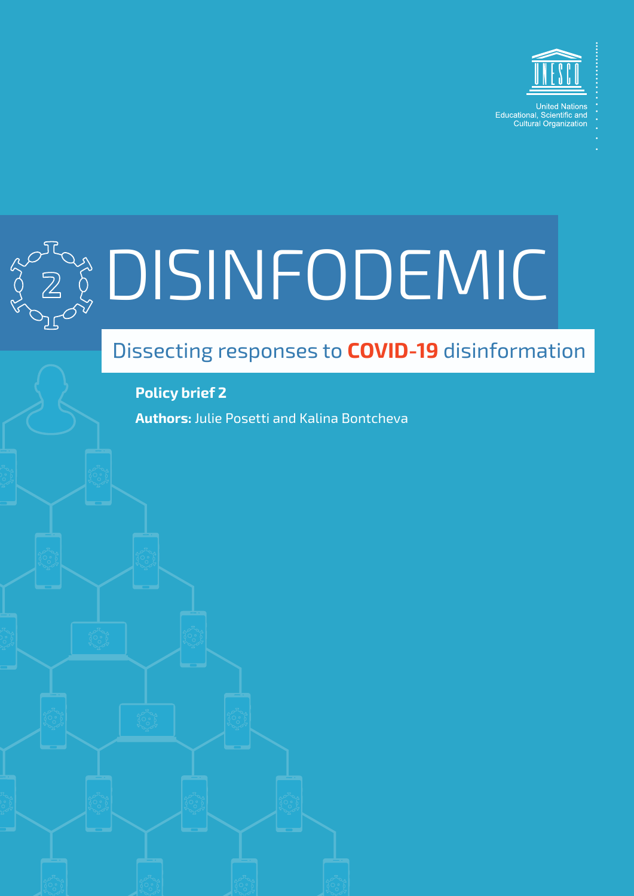United Nations
Educational, Scientific and
Cultural Organization

# DISINFODEMIC

## Dissecting responses to **COVID-19** disinformation

**Policy brief 2**

**Authors:** Julie Posetti and Kalina Bontcheva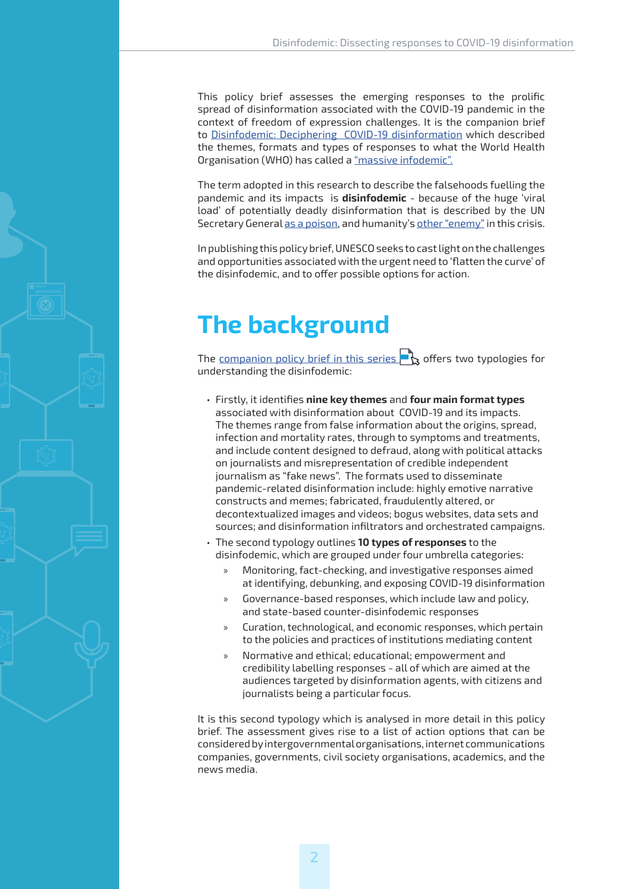This policy brief assesses the emerging responses to the prolific spread of disinformation associated with the COVID-19 pandemic in the context of freedom of expression challenges. It is the companion brief to Disinfodemic: Deciphering COVID-19 disinformation which described the themes, formats and types of responses to what the World Health Organisation (WHO) has called a "massive infodemic".

The term adopted in this research to describe the falsehoods fuelling the pandemic and its impacts is **disinfodemic** - because of the huge 'viral load' of potentially deadly disinformation that is described by the UN Secretary General as a poison, and humanity's other "enemy" in this crisis.

In publishing this policy brief, UNESCO seeks to cast light on the challenges and opportunities associated with the urgent need to 'flatten the curve' of the disinfodemic, and to offer possible options for action.

# The background

The companion policy brief in this series offers two typologies for understanding the disinfodemic:

- Firstly, it identifies **nine key themes** and **four main format types** associated with disinformation about COVID-19 and its impacts. The themes range from false information about the origins, spread, infection and mortality rates, through to symptoms and treatments, and include content designed to defraud, along with political attacks on journalists and misrepresentation of credible independent journalism as "fake news". The formats used to disseminate pandemic-related disinformation include: highly emotive narrative constructs and memes; fabricated, fraudulently altered, or decontextualized images and videos; bogus websites, data sets and sources; and disinformation infiltrators and orchestrated campaigns.
- The second typology outlines **10 types of responses** to the disinfodemic, which are grouped under four umbrella categories:
  - Monitoring, fact-checking, and investigative responses aimed at identifying, debunking, and exposing COVID-19 disinformation
  - Governance-based responses, which include law and policy, and state-based counter-disinfodemic responses
  - Curation, technological, and economic responses, which pertain to the policies and practices of institutions mediating content
  - Normative and ethical; educational; empowerment and credibility labelling responses - all of which are aimed at the audiences targeted by disinformation agents, with citizens and journalists being a particular focus.

It is this second typology which is analysed in more detail in this policy brief. The assessment gives rise to a list of action options that can be considered by intergovernmental organisations, internet communications companies, governments, civil society organisations, academics, and the news media.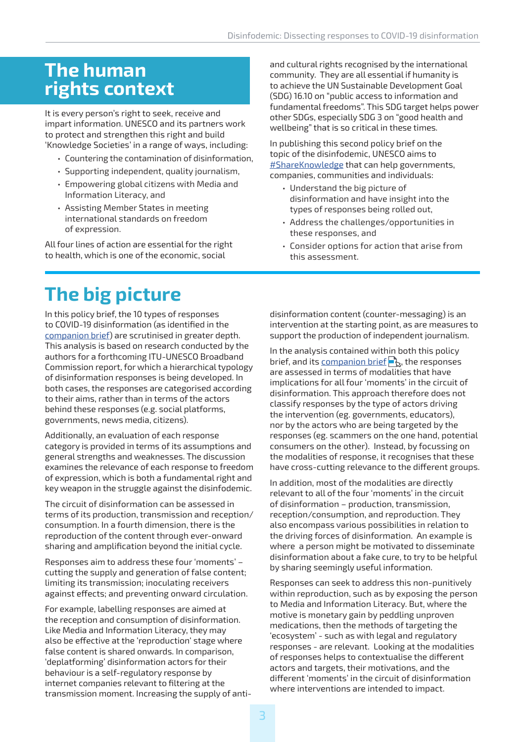# The human rights context

It is every person's right to seek, receive and impart information. UNESCO and its partners work to protect and strengthen this right and build 'Knowledge Societies' in a range of ways, including:

- Countering the contamination of disinformation,
- Supporting independent, quality journalism,
- Empowering global citizens with Media and Information Literacy, and
- Assisting Member States in meeting international standards on freedom of expression.

All four lines of action are essential for the right to health, which is one of the economic, social and cultural rights recognised by the international community. They are all essential if humanity is to achieve the UN Sustainable Development Goal (SDG) 16.10 on "public access to information and fundamental freedoms". This SDG target helps power other SDGs, especially SDG 3 on "good health and wellbeing" that is so critical in these times.

In publishing this second policy brief on the topic of the disinfodemic, UNESCO aims to #ShareKnowledge that can help governments, companies, communities and individuals:

- Understand the big picture of disinformation and have insight into the types of responses being rolled out,
- Address the challenges/opportunities in these responses, and
- Consider options for action that arise from this assessment.

# The big picture

In this policy brief, the 10 types of responses to COVID-19 disinformation (as identified in the companion brief) are scrutinised in greater depth. This analysis is based on research conducted by the authors for a forthcoming ITU-UNESCO Broadband Commission report, for which a hierarchical typology of disinformation responses is being developed. In both cases, the responses are categorised according to their aims, rather than in terms of the actors behind these responses (e.g. social platforms, governments, news media, citizens).

Additionally, an evaluation of each response category is provided in terms of its assumptions and general strengths and weaknesses. The discussion examines the relevance of each response to freedom of expression, which is both a fundamental right and key weapon in the struggle against the disinfodemic.

The circuit of disinformation can be assessed in terms of its production, transmission and reception/consumption. In a fourth dimension, there is the reproduction of the content through ever-onward sharing and amplification beyond the initial cycle.

Responses aim to address these four 'moments' – cutting the supply and generation of false content; limiting its transmission; inoculating receivers against effects; and preventing onward circulation.

For example, labelling responses are aimed at the reception and consumption of disinformation. Like Media and Information Literacy, they may also be effective at the 'reproduction' stage where false content is shared onwards. In comparison, 'deplatforming' disinformation actors for their behaviour is a self-regulatory response by internet companies relevant to filtering at the transmission moment. Increasing the supply of anti-disinformation content (counter-messaging) is an intervention at the starting point, as are measures to support the production of independent journalism.

In the analysis contained within both this policy brief, and its companion brief, the responses are assessed in terms of modalities that have implications for all four 'moments' in the circuit of disinformation. This approach therefore does not classify responses by the type of actors driving the intervention (eg. governments, educators), nor by the actors who are being targeted by the responses (eg. scammers on the one hand, potential consumers on the other). Instead, by focussing on the modalities of response, it recognises that these have cross-cutting relevance to the different groups.

In addition, most of the modalities are directly relevant to all of the four 'moments' in the circuit of disinformation – production, transmission, reception/consumption, and reproduction. They also encompass various possibilities in relation to the driving forces of disinformation. An example is where a person might be motivated to disseminate disinformation about a fake cure, to try to be helpful by sharing seemingly useful information.

Responses can seek to address this non-punitively within reproduction, such as by exposing the person to Media and Information Literacy. But, where the motive is monetary gain by peddling unproven medications, then the methods of targeting the 'ecosystem' - such as with legal and regulatory responses - are relevant. Looking at the modalities of responses helps to contextualise the different actors and targets, their motivations, and the different 'moments' in the circuit of disinformation where interventions are intended to impact.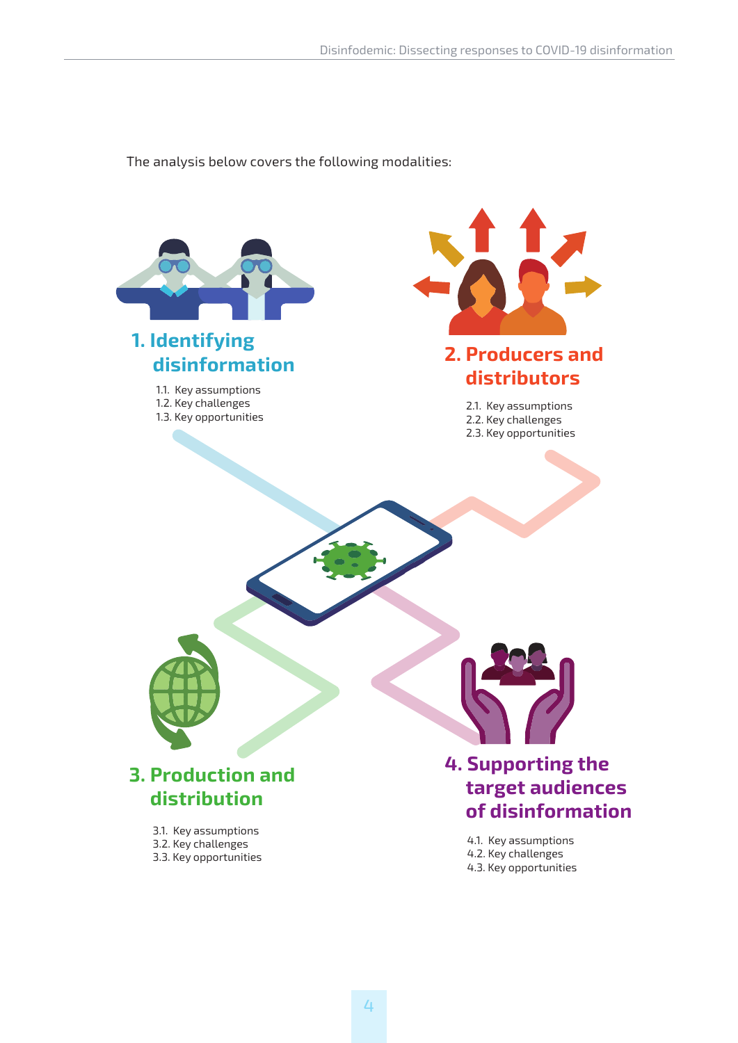The analysis below covers the following modalities:

## 1. Identifying disinformation

1.1. Key assumptions
1.2. Key challenges
1.3. Key opportunities

## 2. Producers and distributors

2.1. Key assumptions
2.2. Key challenges
2.3. Key opportunities

## 3. Production and distribution

3.1. Key assumptions
3.2. Key challenges
3.3. Key opportunities

## 4. Supporting the target audiences of disinformation

4.1. Key assumptions
4.2. Key challenges
4.3. Key opportunities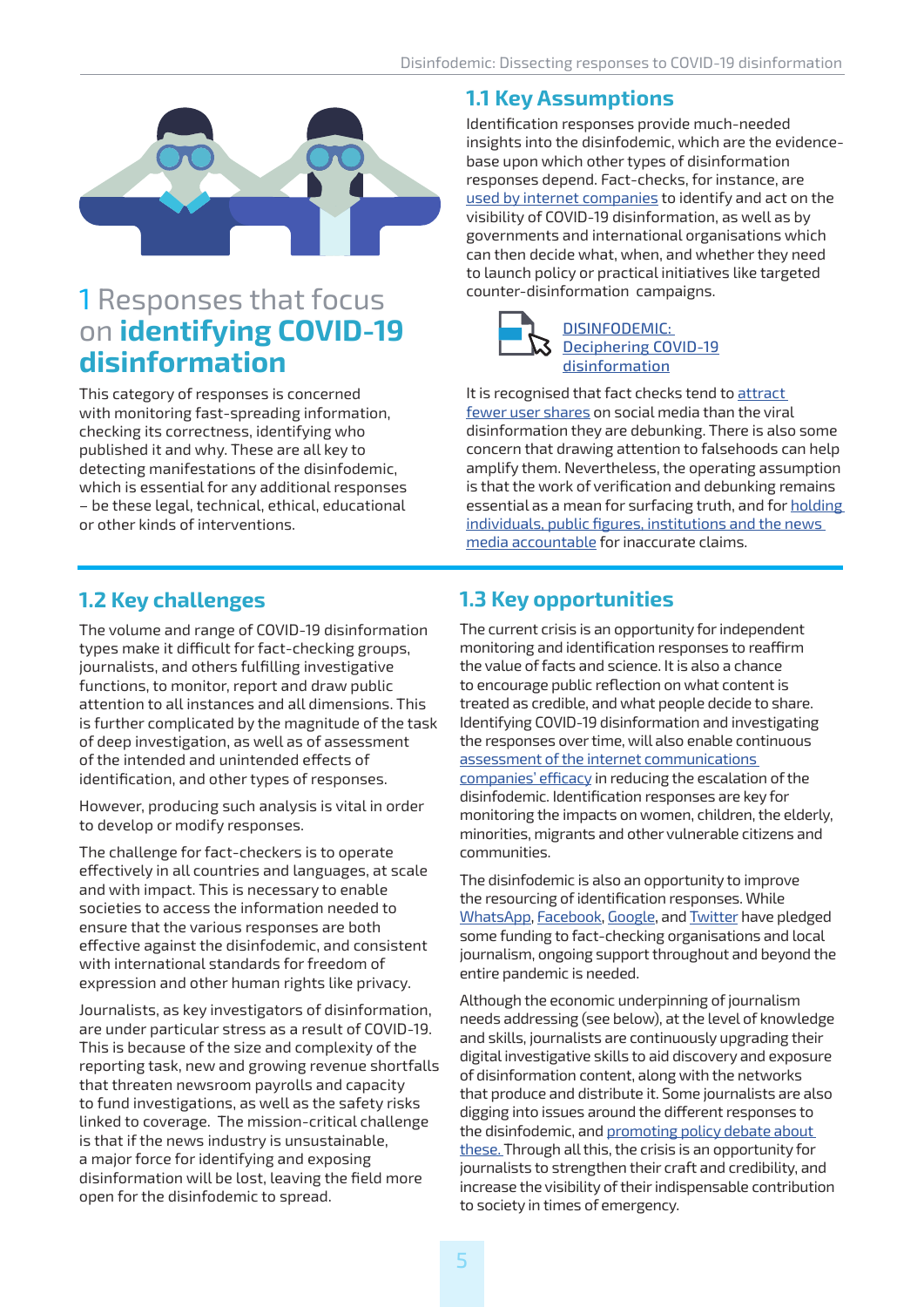# 1 Responses that focus on **identifying COVID-19 disinformation**

This category of responses is concerned with monitoring fast-spreading information, checking its correctness, identifying who published it and why. These are all key to detecting manifestations of the disinfodemic, which is essential for any additional responses – be these legal, technical, ethical, educational or other kinds of interventions.

## 1.1 Key Assumptions

Identification responses provide much-needed insights into the disinfodemic, which are the evidence-base upon which other types of disinformation responses depend. Fact-checks, for instance, are used by internet companies to identify and act on the visibility of COVID-19 disinformation, as well as by governments and international organisations which can then decide what, when, and whether they need to launch policy or practical initiatives like targeted counter-disinformation campaigns.

DISINFODEMIC: Deciphering COVID-19 disinformation

It is recognised that fact checks tend to attract fewer user shares on social media than the viral disinformation they are debunking. There is also some concern that drawing attention to falsehoods can help amplify them. Nevertheless, the operating assumption is that the work of verification and debunking remains essential as a mean for surfacing truth, and for holding individuals, public figures, institutions and the news media accountable for inaccurate claims.

## 1.2 Key challenges

The volume and range of COVID-19 disinformation types make it difficult for fact-checking groups, journalists, and others fulfilling investigative functions, to monitor, report and draw public attention to all instances and all dimensions. This is further complicated by the magnitude of the task of deep investigation, as well as of assessment of the intended and unintended effects of identification, and other types of responses.

However, producing such analysis is vital in order to develop or modify responses.

The challenge for fact-checkers is to operate effectively in all countries and languages, at scale and with impact. This is necessary to enable societies to access the information needed to ensure that the various responses are both effective against the disinfodemic, and consistent with international standards for freedom of expression and other human rights like privacy.

Journalists, as key investigators of disinformation, are under particular stress as a result of COVID-19. This is because of the size and complexity of the reporting task, new and growing revenue shortfalls that threaten newsroom payrolls and capacity to fund investigations, as well as the safety risks linked to coverage. The mission-critical challenge is that if the news industry is unsustainable, a major force for identifying and exposing disinformation will be lost, leaving the field more open for the disinfodemic to spread.

## 1.3 Key opportunities

The current crisis is an opportunity for independent monitoring and identification responses to reaffirm the value of facts and science. It is also a chance to encourage public reflection on what content is treated as credible, and what people decide to share. Identifying COVID-19 disinformation and investigating the responses over time, will also enable continuous assessment of the internet communications companies' efficacy in reducing the escalation of the disinfodemic. Identification responses are key for monitoring the impacts on women, children, the elderly, minorities, migrants and other vulnerable citizens and communities.

The disinfodemic is also an opportunity to improve the resourcing of identification responses. While WhatsApp, Facebook, Google, and Twitter have pledged some funding to fact-checking organisations and local journalism, ongoing support throughout and beyond the entire pandemic is needed.

Although the economic underpinning of journalism needs addressing (see below), at the level of knowledge and skills, journalists are continuously upgrading their digital investigative skills to aid discovery and exposure of disinformation content, along with the networks that produce and distribute it. Some journalists are also digging into issues around the different responses to the disinfodemic, and promoting policy debate about these. Through all this, the crisis is an opportunity for journalists to strengthen their craft and credibility, and increase the visibility of their indispensable contribution to society in times of emergency.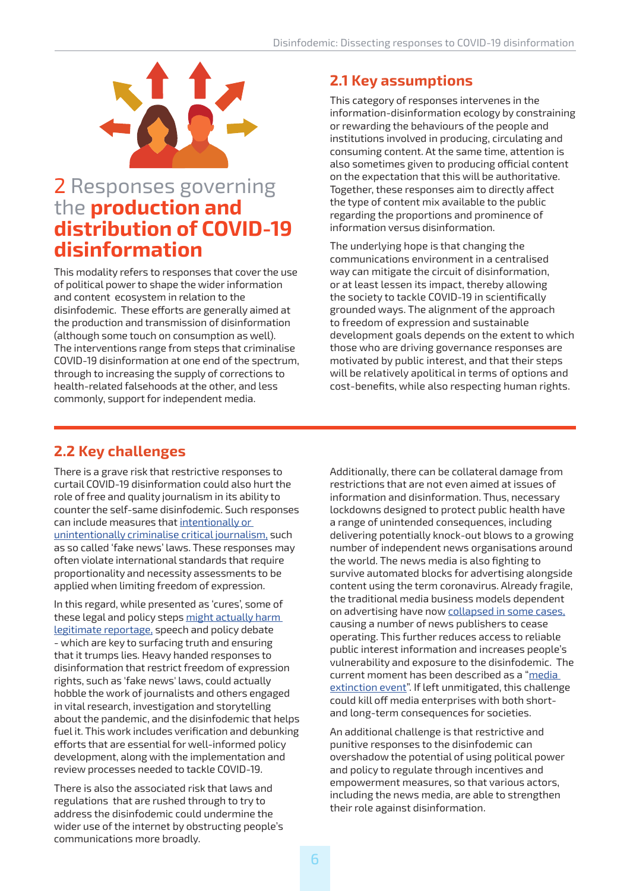# 2 Responses governing the **production and distribution of COVID-19 disinformation**

This modality refers to responses that cover the use of political power to shape the wider information and content ecosystem in relation to the disinfodemic. These efforts are generally aimed at the production and transmission of disinformation (although some touch on consumption as well). The interventions range from steps that criminalise COVID-19 disinformation at one end of the spectrum, through to increasing the supply of corrections to health-related falsehoods at the other, and less commonly, support for independent media.

## 2.1 Key assumptions

This category of responses intervenes in the information-disinformation ecology by constraining or rewarding the behaviours of the people and institutions involved in producing, circulating and consuming content. At the same time, attention is also sometimes given to producing official content on the expectation that this will be authoritative. Together, these responses aim to directly affect the type of content mix available to the public regarding the proportions and prominence of information versus disinformation.

The underlying hope is that changing the communications environment in a centralised way can mitigate the circuit of disinformation, or at least lessen its impact, thereby allowing the society to tackle COVID-19 in scientifically grounded ways. The alignment of the approach to freedom of expression and sustainable development goals depends on the extent to which those who are driving governance responses are motivated by public interest, and that their steps will be relatively apolitical in terms of options and cost-benefits, while also respecting human rights.

## 2.2 Key challenges

There is a grave risk that restrictive responses to curtail COVID-19 disinformation could also hurt the role of free and quality journalism in its ability to counter the self-same disinfodemic. Such responses can include measures that intentionally or unintentionally criminalise critical journalism, such as so called 'fake news' laws. These responses may often violate international standards that require proportionality and necessity assessments to be applied when limiting freedom of expression.

In this regard, while presented as 'cures', some of these legal and policy steps might actually harm legitimate reportage, speech and policy debate - which are key to surfacing truth and ensuring that it trumps lies. Heavy handed responses to disinformation that restrict freedom of expression rights, such as 'fake news' laws, could actually hobble the work of journalists and others engaged in vital research, investigation and storytelling about the pandemic, and the disinfodemic that helps fuel it. This work includes verification and debunking efforts that are essential for well-informed policy development, along with the implementation and review processes needed to tackle COVID-19.

There is also the associated risk that laws and regulations that are rushed through to try to address the disinfodemic could undermine the wider use of the internet by obstructing people's communications more broadly.

Additionally, there can be collateral damage from restrictions that are not even aimed at issues of information and disinformation. Thus, necessary lockdowns designed to protect public health have a range of unintended consequences, including delivering potentially knock-out blows to a growing number of independent news organisations around the world. The news media is also fighting to survive automated blocks for advertising alongside content using the term coronavirus. Already fragile, the traditional media business models dependent on advertising have now collapsed in some cases, causing a number of news publishers to cease operating. This further reduces access to reliable public interest information and increases people's vulnerability and exposure to the disinfodemic. The current moment has been described as a "media extinction event". If left unmitigated, this challenge could kill off media enterprises with both short- and long-term consequences for societies.

An additional challenge is that restrictive and punitive responses to the disinfodemic can overshadow the potential of using political power and policy to regulate through incentives and empowerment measures, so that various actors, including the news media, are able to strengthen their role against disinformation.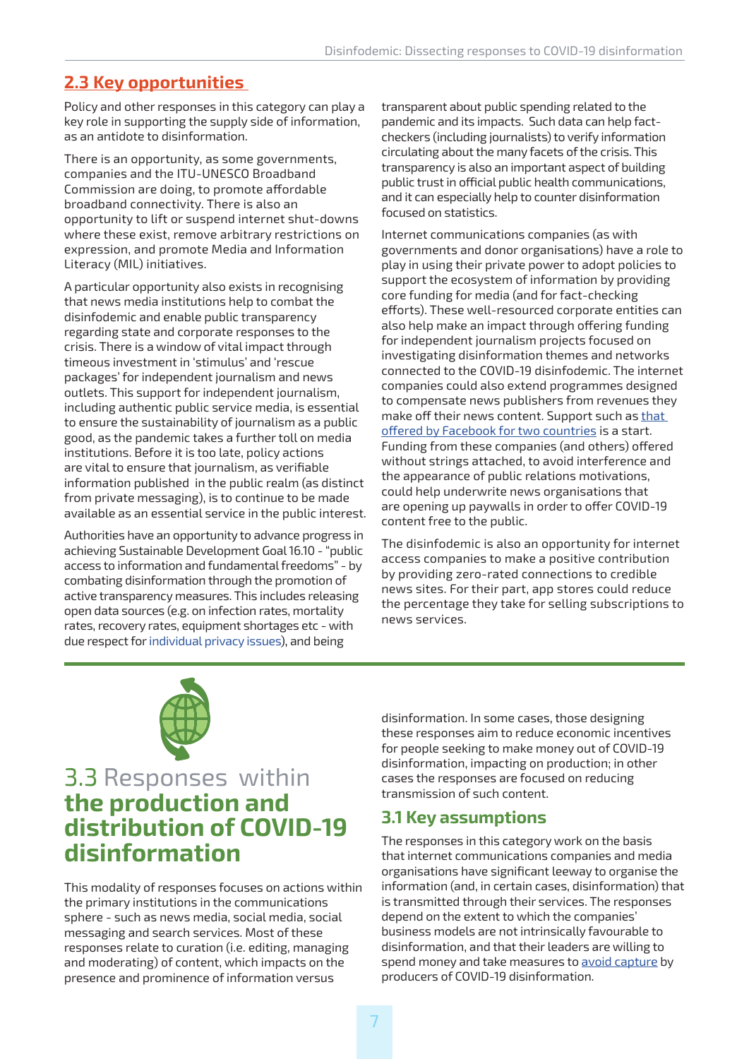## 2.3 Key opportunities

Policy and other responses in this category can play a key role in supporting the supply side of information, as an antidote to disinformation.

There is an opportunity, as some governments, companies and the ITU-UNESCO Broadband Commission are doing, to promote affordable broadband connectivity. There is also an opportunity to lift or suspend internet shut-downs where these exist, remove arbitrary restrictions on expression, and promote Media and Information Literacy (MIL) initiatives.

A particular opportunity also exists in recognising that news media institutions help to combat the disinfodemic and enable public transparency regarding state and corporate responses to the crisis. There is a window of vital impact through timeous investment in 'stimulus' and 'rescue packages' for independent journalism and news outlets. This support for independent journalism, including authentic public service media, is essential to ensure the sustainability of journalism as a public good, as the pandemic takes a further toll on media institutions. Before it is too late, policy actions are vital to ensure that journalism, as verifiable information published in the public realm (as distinct from private messaging), is to continue to be made available as an essential service in the public interest.

Authorities have an opportunity to advance progress in achieving Sustainable Development Goal 16.10 - "public access to information and fundamental freedoms" - by combating disinformation through the promotion of active transparency measures. This includes releasing open data sources (e.g. on infection rates, mortality rates, recovery rates, equipment shortages etc - with due respect for individual privacy issues), and being transparent about public spending related to the pandemic and its impacts. Such data can help fact-checkers (including journalists) to verify information circulating about the many facets of the crisis. This transparency is also an important aspect of building public trust in official public health communications, and it can especially help to counter disinformation focused on statistics.

Internet communications companies (as with governments and donor organisations) have a role to play in using their private power to adopt policies to support the ecosystem of information by providing core funding for media (and for fact-checking efforts). These well-resourced corporate entities can also help make an impact through offering funding for independent journalism projects focused on investigating disinformation themes and networks connected to the COVID-19 disinfodemic. The internet companies could also extend programmes designed to compensate news publishers from revenues they make off their news content. Support such as that offered by Facebook for two countries is a start. Funding from these companies (and others) offered without strings attached, to avoid interference and the appearance of public relations motivations, could help underwrite news organisations that are opening up paywalls in order to offer COVID-19 content free to the public.

The disinfodemic is also an opportunity for internet access companies to make a positive contribution by providing zero-rated connections to credible news sites. For their part, app stores could reduce the percentage they take for selling subscriptions to news services.

# 3.3 Responses within **the production and distribution of COVID-19 disinformation**

This modality of responses focuses on actions within the primary institutions in the communications sphere - such as news media, social media, social messaging and search services. Most of these responses relate to curation (i.e. editing, managing and moderating) of content, which impacts on the presence and prominence of information versus disinformation. In some cases, those designing these responses aim to reduce economic incentives for people seeking to make money out of COVID-19 disinformation, impacting on production; in other cases the responses are focused on reducing transmission of such content.

## 3.1 Key assumptions

The responses in this category work on the basis that internet communications companies and media organisations have significant leeway to organise the information (and, in certain cases, disinformation) that is transmitted through their services. The responses depend on the extent to which the companies' business models are not intrinsically favourable to disinformation, and that their leaders are willing to spend money and take measures to avoid capture by producers of COVID-19 disinformation.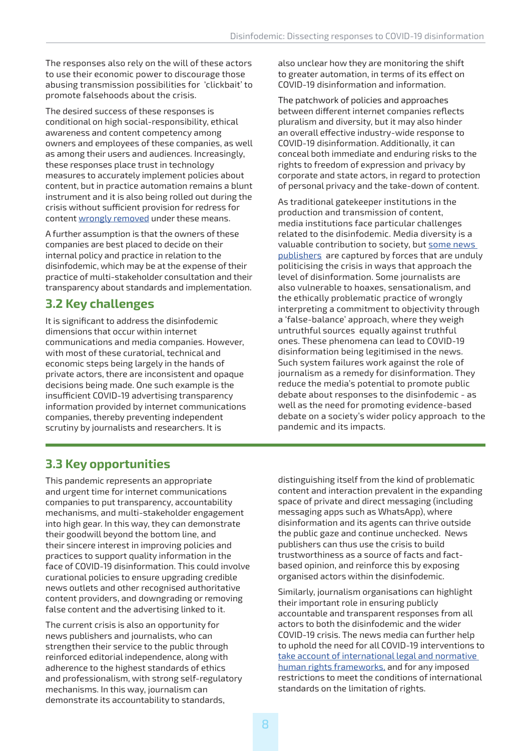The responses also rely on the will of these actors to use their economic power to discourage those abusing transmission possibilities for 'clickbait' to promote falsehoods about the crisis.

The desired success of these responses is conditional on high social-responsibility, ethical awareness and content competency among owners and employees of these companies, as well as among their users and audiences. Increasingly, these responses place trust in technology measures to accurately implement policies about content, but in practice automation remains a blunt instrument and it is also being rolled out during the crisis without sufficient provision for redress for content wrongly removed under these means.

A further assumption is that the owners of these companies are best placed to decide on their internal policy and practice in relation to the disinfodemic, which may be at the expense of their practice of multi-stakeholder consultation and their transparency about standards and implementation.

## 3.2 Key challenges

It is significant to address the disinfodemic dimensions that occur within internet communications and media companies. However, with most of these curatorial, technical and economic steps being largely in the hands of private actors, there are inconsistent and opaque decisions being made. One such example is the insufficient COVID-19 advertising transparency information provided by internet communications companies, thereby preventing independent scrutiny by journalists and researchers. It is also unclear how they are monitoring the shift to greater automation, in terms of its effect on COVID-19 disinformation and information.

The patchwork of policies and approaches between different internet companies reflects pluralism and diversity, but it may also hinder an overall effective industry-wide response to COVID-19 disinformation. Additionally, it can conceal both immediate and enduring risks to the rights to freedom of expression and privacy by corporate and state actors, in regard to protection of personal privacy and the take-down of content.

As traditional gatekeeper institutions in the production and transmission of content, media institutions face particular challenges related to the disinfodemic. Media diversity is a valuable contribution to society, but some news publishers are captured by forces that are unduly politicising the crisis in ways that approach the level of disinformation. Some journalists are also vulnerable to hoaxes, sensationalism, and the ethically problematic practice of wrongly interpreting a commitment to objectivity through a 'false-balance' approach, where they weigh untruthful sources equally against truthful ones. These phenomena can lead to COVID-19 disinformation being legitimised in the news. Such system failures work against the role of journalism as a remedy for disinformation. They reduce the media's potential to promote public debate about responses to the disinfodemic - as well as the need for promoting evidence-based debate on a society's wider policy approach to the pandemic and its impacts.

## 3.3 Key opportunities

This pandemic represents an appropriate and urgent time for internet communications companies to put transparency, accountability mechanisms, and multi-stakeholder engagement into high gear. In this way, they can demonstrate their goodwill beyond the bottom line, and their sincere interest in improving policies and practices to support quality information in the face of COVID-19 disinformation. This could involve curational policies to ensure upgrading credible news outlets and other recognised authoritative content providers, and downgrading or removing false content and the advertising linked to it.

The current crisis is also an opportunity for news publishers and journalists, who can strengthen their service to the public through reinforced editorial independence, along with adherence to the highest standards of ethics and professionalism, with strong self-regulatory mechanisms. In this way, journalism can demonstrate its accountability to standards, distinguishing itself from the kind of problematic content and interaction prevalent in the expanding space of private and direct messaging (including messaging apps such as WhatsApp), where disinformation and its agents can thrive outside the public gaze and continue unchecked. News publishers can thus use the crisis to build trustworthiness as a source of facts and fact-based opinion, and reinforce this by exposing organised actors within the disinfodemic.

Similarly, journalism organisations can highlight their important role in ensuring publicly accountable and transparent responses from all actors to both the disinfodemic and the wider COVID-19 crisis. The news media can further help to uphold the need for all COVID-19 interventions to take account of international legal and normative human rights frameworks, and for any imposed restrictions to meet the conditions of international standards on the limitation of rights.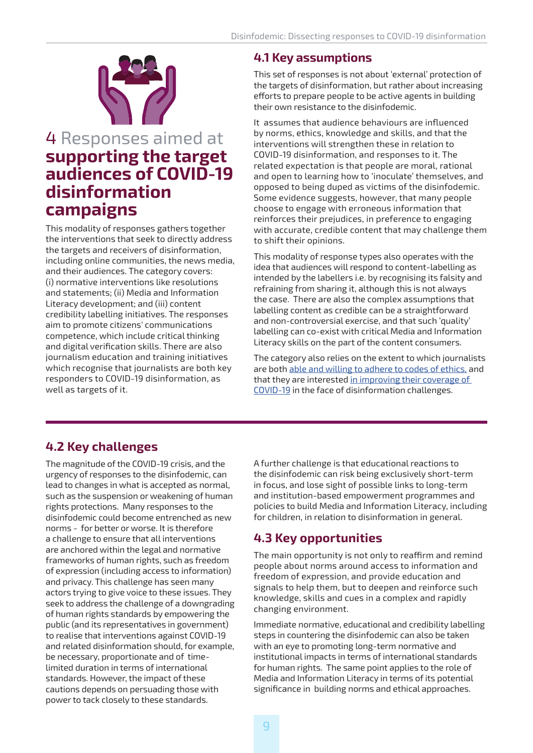# 4 Responses aimed at **supporting the target audiences of COVID-19 disinformation campaigns**

This modality of responses gathers together the interventions that seek to directly address the targets and receivers of disinformation, including online communities, the news media, and their audiences. The category covers: (i) normative interventions like resolutions and statements; (ii) Media and Information Literacy development; and (iii) content credibility labelling initiatives. The responses aim to promote citizens' communications competence, which include critical thinking and digital verification skills. There are also journalism education and training initiatives which recognise that journalists are both key responders to COVID-19 disinformation, as well as targets of it.

## 4.1 Key assumptions

This set of responses is not about 'external' protection of the targets of disinformation, but rather about increasing efforts to prepare people to be active agents in building their own resistance to the disinfodemic.

It assumes that audience behaviours are influenced by norms, ethics, knowledge and skills, and that the interventions will strengthen these in relation to COVID-19 disinformation, and responses to it. The related expectation is that people are moral, rational and open to learning how to 'inoculate' themselves, and opposed to being duped as victims of the disinfodemic. Some evidence suggests, however, that many people choose to engage with erroneous information that reinforces their prejudices, in preference to engaging with accurate, credible content that may challenge them to shift their opinions.

This modality of response types also operates with the idea that audiences will respond to content-labelling as intended by the labellers i.e. by recognising its falsity and refraining from sharing it, although this is not always the case. There are also the complex assumptions that labelling content as credible can be a straightforward and non-controversial exercise, and that such 'quality' labelling can co-exist with critical Media and Information Literacy skills on the part of the content consumers.

The category also relies on the extent to which journalists are both able and willing to adhere to codes of ethics, and that they are interested in improving their coverage of COVID-19 in the face of disinformation challenges.

## 4.2 Key challenges

The magnitude of the COVID-19 crisis, and the urgency of responses to the disinfodemic, can lead to changes in what is accepted as normal, such as the suspension or weakening of human rights protections. Many responses to the disinfodemic could become entrenched as new norms - for better or worse. It is therefore a challenge to ensure that all interventions are anchored within the legal and normative frameworks of human rights, such as freedom of expression (including access to information) and privacy. This challenge has seen many actors trying to give voice to these issues. They seek to address the challenge of a downgrading of human rights standards by empowering the public (and its representatives in government) to realise that interventions against COVID-19 and related disinformation should, for example, be necessary, proportionate and of time-limited duration in terms of international standards. However, the impact of these cautions depends on persuading those with power to tack closely to these standards.

A further challenge is that educational reactions to the disinfodemic can risk being exclusively short-term in focus, and lose sight of possible links to long-term and institution-based empowerment programmes and policies to build Media and Information Literacy, including for children, in relation to disinformation in general.

## 4.3 Key opportunities

The main opportunity is not only to reaffirm and remind people about norms around access to information and freedom of expression, and provide education and signals to help them, but to deepen and reinforce such knowledge, skills and cues in a complex and rapidly changing environment.

Immediate normative, educational and credibility labelling steps in countering the disinfodemic can also be taken with an eye to promoting long-term normative and institutional impacts in terms of international standards for human rights. The same point applies to the role of Media and Information Literacy in terms of its potential significance in building norms and ethical approaches.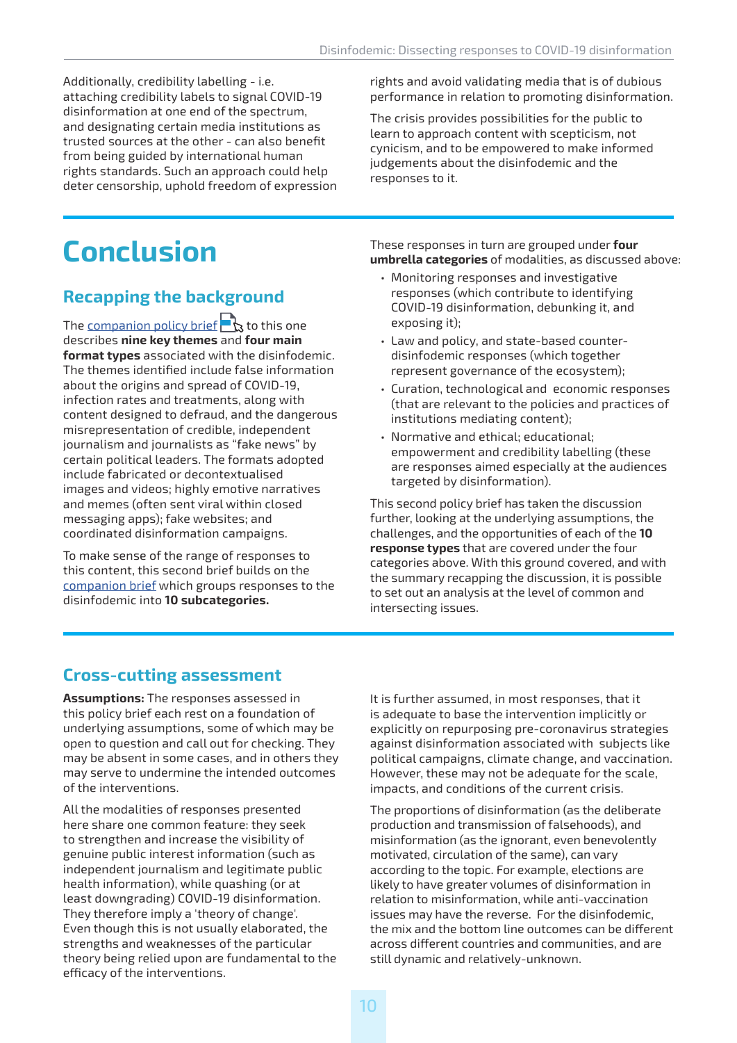Additionally, credibility labelling - i.e. attaching credibility labels to signal COVID-19 disinformation at one end of the spectrum, and designating certain media institutions as trusted sources at the other - can also benefit from being guided by international human rights standards. Such an approach could help deter censorship, uphold freedom of expression rights and avoid validating media that is of dubious performance in relation to promoting disinformation.

The crisis provides possibilities for the public to learn to approach content with scepticism, not cynicism, and to be empowered to make informed judgements about the disinfodemic and the responses to it.

# Conclusion

## Recapping the background

The companion policy brief to this one describes **nine key themes** and **four main format types** associated with the disinfodemic. The themes identified include false information about the origins and spread of COVID-19, infection rates and treatments, along with content designed to defraud, and the dangerous misrepresentation of credible, independent journalism and journalists as "fake news" by certain political leaders. The formats adopted include fabricated or decontextualised images and videos; highly emotive narratives and memes (often sent viral within closed messaging apps); fake websites; and coordinated disinformation campaigns.

To make sense of the range of responses to this content, this second brief builds on the companion brief which groups responses to the disinfodemic into **10 subcategories.**

These responses in turn are grouped under **four umbrella categories** of modalities, as discussed above:

- Monitoring responses and investigative responses (which contribute to identifying COVID-19 disinformation, debunking it, and exposing it);
- Law and policy, and state-based counter-disinfodemic responses (which together represent governance of the ecosystem);
- Curation, technological and economic responses (that are relevant to the policies and practices of institutions mediating content);
- Normative and ethical; educational; empowerment and credibility labelling (these are responses aimed especially at the audiences targeted by disinformation).

This second policy brief has taken the discussion further, looking at the underlying assumptions, the challenges, and the opportunities of each of the **10 response types** that are covered under the four categories above. With this ground covered, and with the summary recapping the discussion, it is possible to set out an analysis at the level of common and intersecting issues.

## Cross-cutting assessment

**Assumptions:** The responses assessed in this policy brief each rest on a foundation of underlying assumptions, some of which may be open to question and call out for checking. They may be absent in some cases, and in others they may serve to undermine the intended outcomes of the interventions.

All the modalities of responses presented here share one common feature: they seek to strengthen and increase the visibility of genuine public interest information (such as independent journalism and legitimate public health information), while quashing (or at least downgrading) COVID-19 disinformation. They therefore imply a 'theory of change'. Even though this is not usually elaborated, the strengths and weaknesses of the particular theory being relied upon are fundamental to the efficacy of the interventions.

It is further assumed, in most responses, that it is adequate to base the intervention implicitly or explicitly on repurposing pre-coronavirus strategies against disinformation associated with subjects like political campaigns, climate change, and vaccination. However, these may not be adequate for the scale, impacts, and conditions of the current crisis.

The proportions of disinformation (as the deliberate production and transmission of falsehoods), and misinformation (as the ignorant, even benevolently motivated, circulation of the same), can vary according to the topic. For example, elections are likely to have greater volumes of disinformation in relation to misinformation, while anti-vaccination issues may have the reverse. For the disinfodemic, the mix and the bottom line outcomes can be different across different countries and communities, and are still dynamic and relatively-unknown.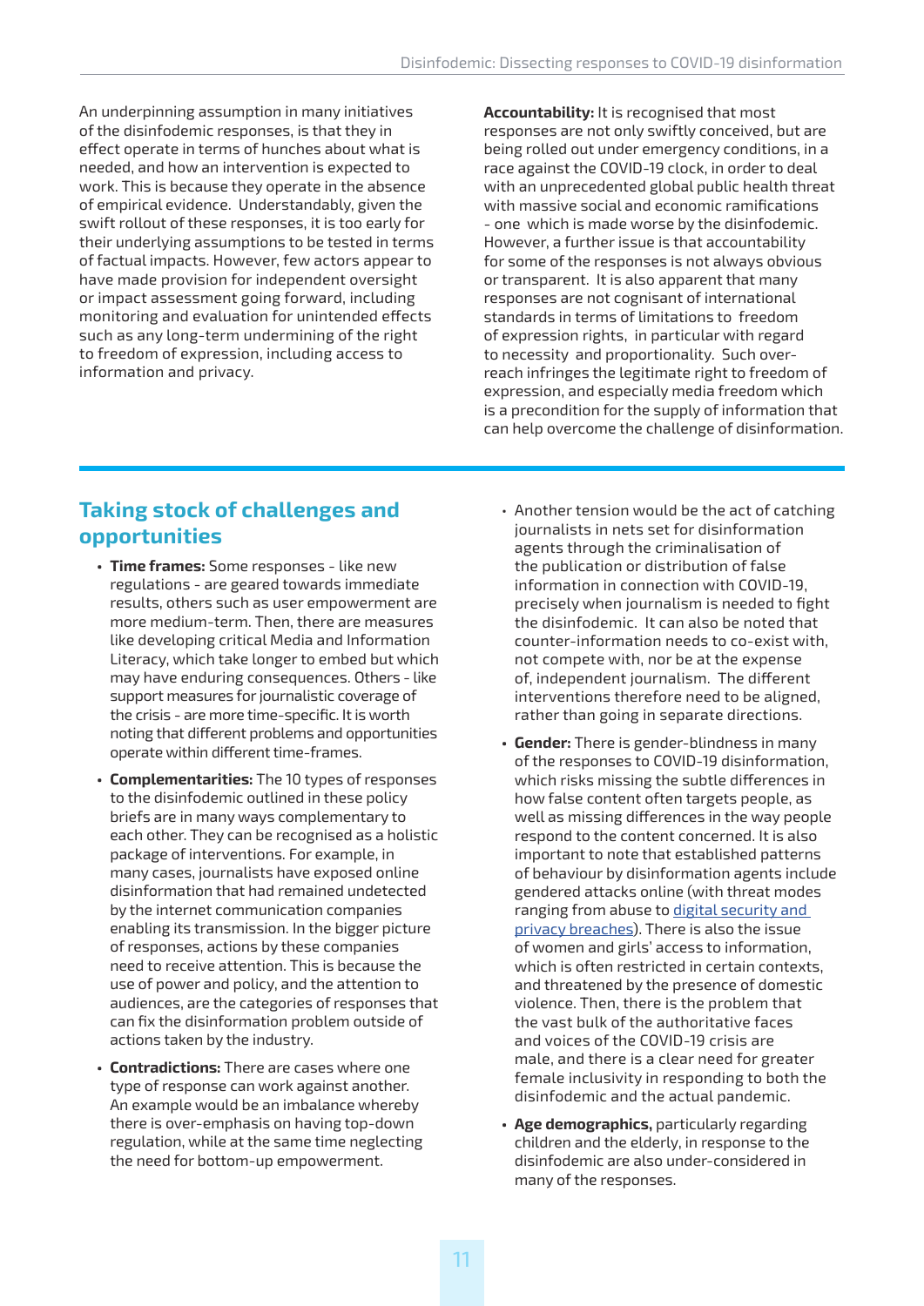An underpinning assumption in many initiatives of the disinfodemic responses, is that they in effect operate in terms of hunches about what is needed, and how an intervention is expected to work. This is because they operate in the absence of empirical evidence. Understandably, given the swift rollout of these responses, it is too early for their underlying assumptions to be tested in terms of factual impacts. However, few actors appear to have made provision for independent oversight or impact assessment going forward, including monitoring and evaluation for unintended effects such as any long-term undermining of the right to freedom of expression, including access to information and privacy.

**Accountability:** It is recognised that most responses are not only swiftly conceived, but are being rolled out under emergency conditions, in a race against the COVID-19 clock, in order to deal with an unprecedented global public health threat with massive social and economic ramifications - one which is made worse by the disinfodemic. However, a further issue is that accountability for some of the responses is not always obvious or transparent. It is also apparent that many responses are not cognisant of international standards in terms of limitations to freedom of expression rights, in particular with regard to necessity and proportionality. Such over-reach infringes the legitimate right to freedom of expression, and especially media freedom which is a precondition for the supply of information that can help overcome the challenge of disinformation.

## Taking stock of challenges and opportunities

- **Time frames:** Some responses - like new regulations - are geared towards immediate results, others such as user empowerment are more medium-term. Then, there are measures like developing critical Media and Information Literacy, which take longer to embed but which may have enduring consequences. Others - like support measures for journalistic coverage of the crisis - are more time-specific. It is worth noting that different problems and opportunities operate within different time-frames.
- **Complementarities:** The 10 types of responses to the disinfodemic outlined in these policy briefs are in many ways complementary to each other. They can be recognised as a holistic package of interventions. For example, in many cases, journalists have exposed online disinformation that had remained undetected by the internet communication companies enabling its transmission. In the bigger picture of responses, actions by these companies need to receive attention. This is because the use of power and policy, and the attention to audiences, are the categories of responses that can fix the disinformation problem outside of actions taken by the industry.
- **Contradictions:** There are cases where one type of response can work against another. An example would be an imbalance whereby there is over-emphasis on having top-down regulation, while at the same time neglecting the need for bottom-up empowerment.
- Another tension would be the act of catching journalists in nets set for disinformation agents through the criminalisation of the publication or distribution of false information in connection with COVID-19, precisely when journalism is needed to fight the disinfodemic. It can also be noted that counter-information needs to co-exist with, not compete with, nor be at the expense of, independent journalism. The different interventions therefore need to be aligned, rather than going in separate directions.
- **Gender:** There is gender-blindness in many of the responses to COVID-19 disinformation, which risks missing the subtle differences in how false content often targets people, as well as missing differences in the way people respond to the content concerned. It is also important to note that established patterns of behaviour by disinformation agents include gendered attacks online (with threat modes ranging from abuse to digital security and privacy breaches). There is also the issue of women and girls' access to information, which is often restricted in certain contexts, and threatened by the presence of domestic violence. Then, there is the problem that the vast bulk of the authoritative faces and voices of the COVID-19 crisis are male, and there is a clear need for greater female inclusivity in responding to both the disinfodemic and the actual pandemic.
- **Age demographics,** particularly regarding children and the elderly, in response to the disinfodemic are also under-considered in many of the responses.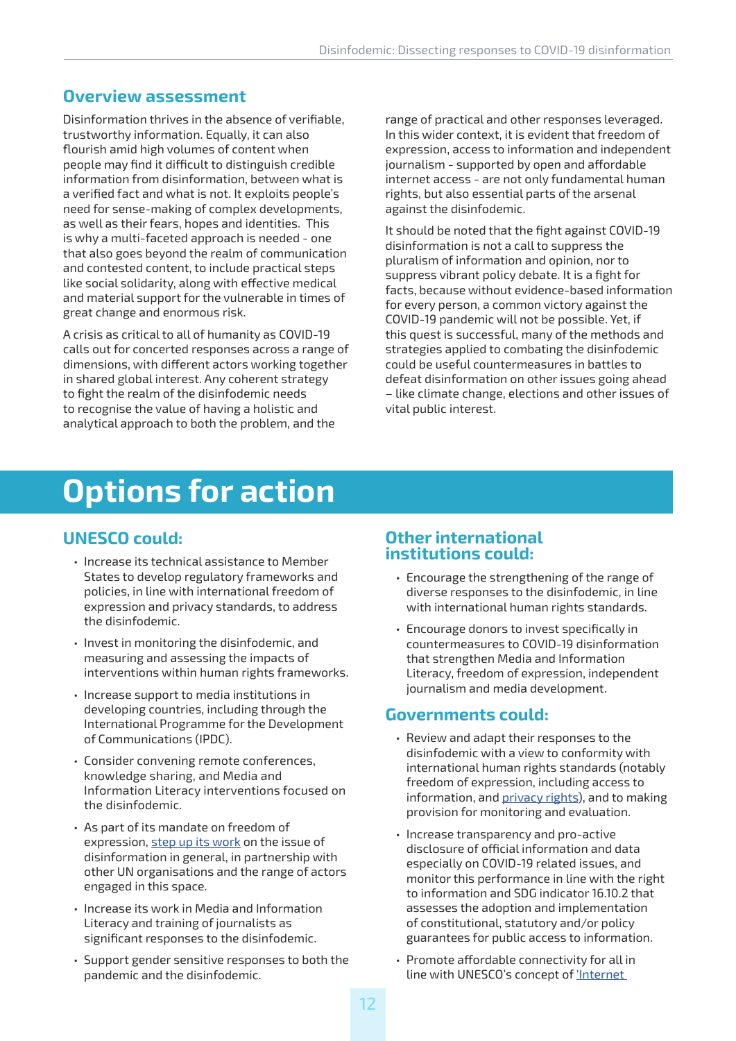## Overview assessment

Disinformation thrives in the absence of verifiable, trustworthy information. Equally, it can also flourish amid high volumes of content when people may find it difficult to distinguish credible information from disinformation, between what is a verified fact and what is not. It exploits people's need for sense-making of complex developments, as well as their fears, hopes and identities. This is why a multi-faceted approach is needed - one that also goes beyond the realm of communication and contested content, to include practical steps like social solidarity, along with effective medical and material support for the vulnerable in times of great change and enormous risk.

A crisis as critical to all of humanity as COVID-19 calls out for concerted responses across a range of dimensions, with different actors working together in shared global interest. Any coherent strategy to fight the realm of the disinfodemic needs to recognise the value of having a holistic and analytical approach to both the problem, and the range of practical and other responses leveraged. In this wider context, it is evident that freedom of expression, access to information and independent journalism - supported by open and affordable internet access - are not only fundamental human rights, but also essential parts of the arsenal against the disinfodemic.

It should be noted that the fight against COVID-19 disinformation is not a call to suppress the pluralism of information and opinion, nor to suppress vibrant policy debate. It is a fight for facts, because without evidence-based information for every person, a common victory against the COVID-19 pandemic will not be possible. Yet, if this quest is successful, many of the methods and strategies applied to combating the disinfodemic could be useful countermeasures in battles to defeat disinformation on other issues going ahead – like climate change, elections and other issues of vital public interest.

# Options for action

## UNESCO could:

- Increase its technical assistance to Member States to develop regulatory frameworks and policies, in line with international freedom of expression and privacy standards, to address the disinfodemic.
- Invest in monitoring the disinfodemic, and measuring and assessing the impacts of interventions within human rights frameworks.
- Increase support to media institutions in developing countries, including through the International Programme for the Development of Communications (IPDC).
- Consider convening remote conferences, knowledge sharing, and Media and Information Literacy interventions focused on the disinfodemic.
- As part of its mandate on freedom of expression, step up its work on the issue of disinformation in general, in partnership with other UN organisations and the range of actors engaged in this space.
- Increase its work in Media and Information Literacy and training of journalists as significant responses to the disinfodemic.
- Support gender sensitive responses to both the pandemic and the disinfodemic.

## Other international institutions could:

- Encourage the strengthening of the range of diverse responses to the disinfodemic, in line with international human rights standards.
- Encourage donors to invest specifically in countermeasures to COVID-19 disinformation that strengthen Media and Information Literacy, freedom of expression, independent journalism and media development.

## Governments could:

- Review and adapt their responses to the disinfodemic with a view to conformity with international human rights standards (notably freedom of expression, including access to information, and privacy rights), and to making provision for monitoring and evaluation.
- Increase transparency and pro-active disclosure of official information and data especially on COVID-19 related issues, and monitor this performance in line with the right to information and SDG indicator 16.10.2 that assesses the adoption and implementation of constitutional, statutory and/or policy guarantees for public access to information.
- Promote affordable connectivity for all in line with UNESCO's concept of 'Internet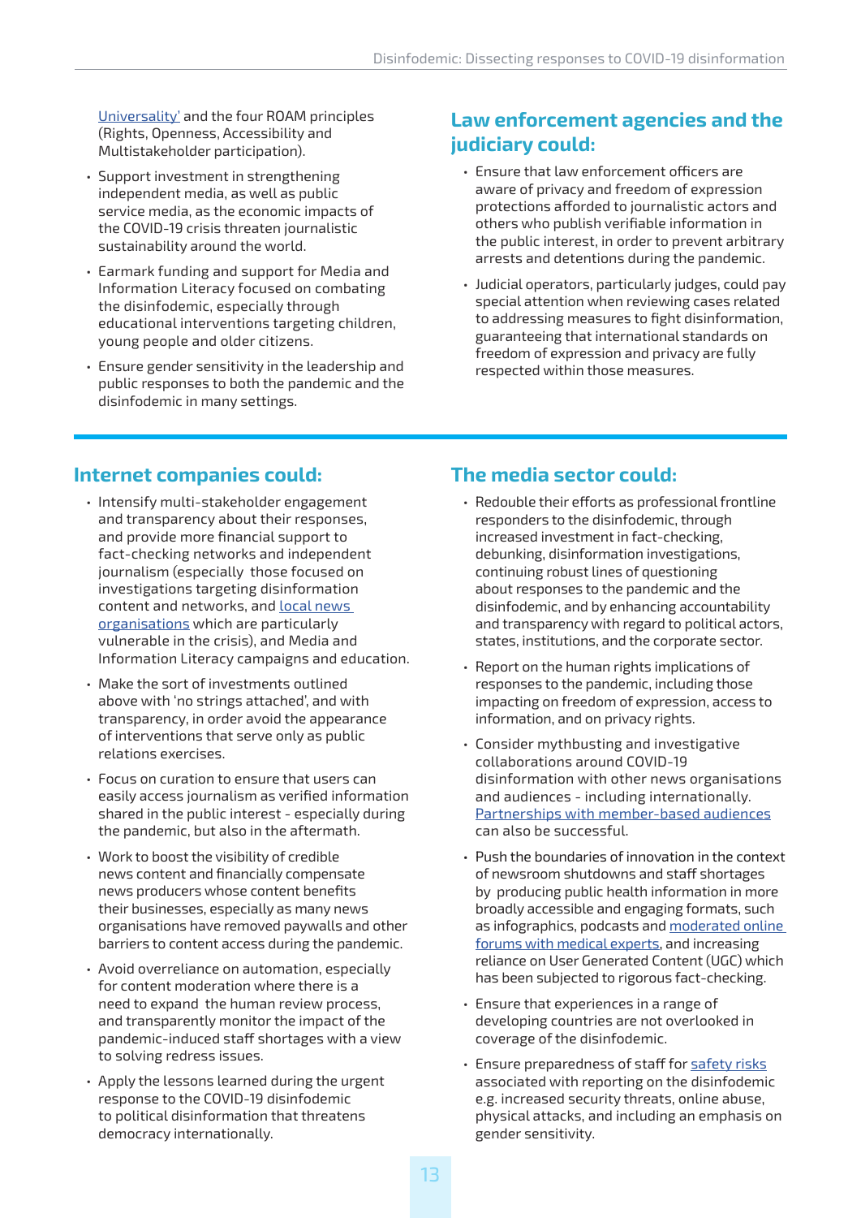Universality' and the four ROAM principles (Rights, Openness, Accessibility and Multistakeholder participation).

- Support investment in strengthening independent media, as well as public service media, as the economic impacts of the COVID-19 crisis threaten journalistic sustainability around the world.
- Earmark funding and support for Media and Information Literacy focused on combating the disinfodemic, especially through educational interventions targeting children, young people and older citizens.
- Ensure gender sensitivity in the leadership and public responses to both the pandemic and the disinfodemic in many settings.

## Law enforcement agencies and the judiciary could:

- Ensure that law enforcement officers are aware of privacy and freedom of expression protections afforded to journalistic actors and others who publish verifiable information in the public interest, in order to prevent arbitrary arrests and detentions during the pandemic.
- Judicial operators, particularly judges, could pay special attention when reviewing cases related to addressing measures to fight disinformation, guaranteeing that international standards on freedom of expression and privacy are fully respected within those measures.

## Internet companies could:

- Intensify multi-stakeholder engagement and transparency about their responses, and provide more financial support to fact-checking networks and independent journalism (especially those focused on investigations targeting disinformation content and networks, and local news organisations which are particularly vulnerable in the crisis), and Media and Information Literacy campaigns and education.
- Make the sort of investments outlined above with 'no strings attached', and with transparency, in order avoid the appearance of interventions that serve only as public relations exercises.
- Focus on curation to ensure that users can easily access journalism as verified information shared in the public interest - especially during the pandemic, but also in the aftermath.
- Work to boost the visibility of credible news content and financially compensate news producers whose content benefits their businesses, especially as many news organisations have removed paywalls and other barriers to content access during the pandemic.
- Avoid overreliance on automation, especially for content moderation where there is a need to expand the human review process, and transparently monitor the impact of the pandemic-induced staff shortages with a view to solving redress issues.
- Apply the lessons learned during the urgent response to the COVID-19 disinfodemic to political disinformation that threatens democracy internationally.

## The media sector could:

- Redouble their efforts as professional frontline responders to the disinfodemic, through increased investment in fact-checking, debunking, disinformation investigations, continuing robust lines of questioning about responses to the pandemic and the disinfodemic, and by enhancing accountability and transparency with regard to political actors, states, institutions, and the corporate sector.
- Report on the human rights implications of responses to the pandemic, including those impacting on freedom of expression, access to information, and on privacy rights.
- Consider mythbusting and investigative collaborations around COVID-19 disinformation with other news organisations and audiences - including internationally. Partnerships with member-based audiences can also be successful.
- Push the boundaries of innovation in the context of newsroom shutdowns and staff shortages by producing public health information in more broadly accessible and engaging formats, such as infographics, podcasts and moderated online forums with medical experts, and increasing reliance on User Generated Content (UGC) which has been subjected to rigorous fact-checking.
- Ensure that experiences in a range of developing countries are not overlooked in coverage of the disinfodemic.
- Ensure preparedness of staff for safety risks associated with reporting on the disinfodemic e.g. increased security threats, online abuse, physical attacks, and including an emphasis on gender sensitivity.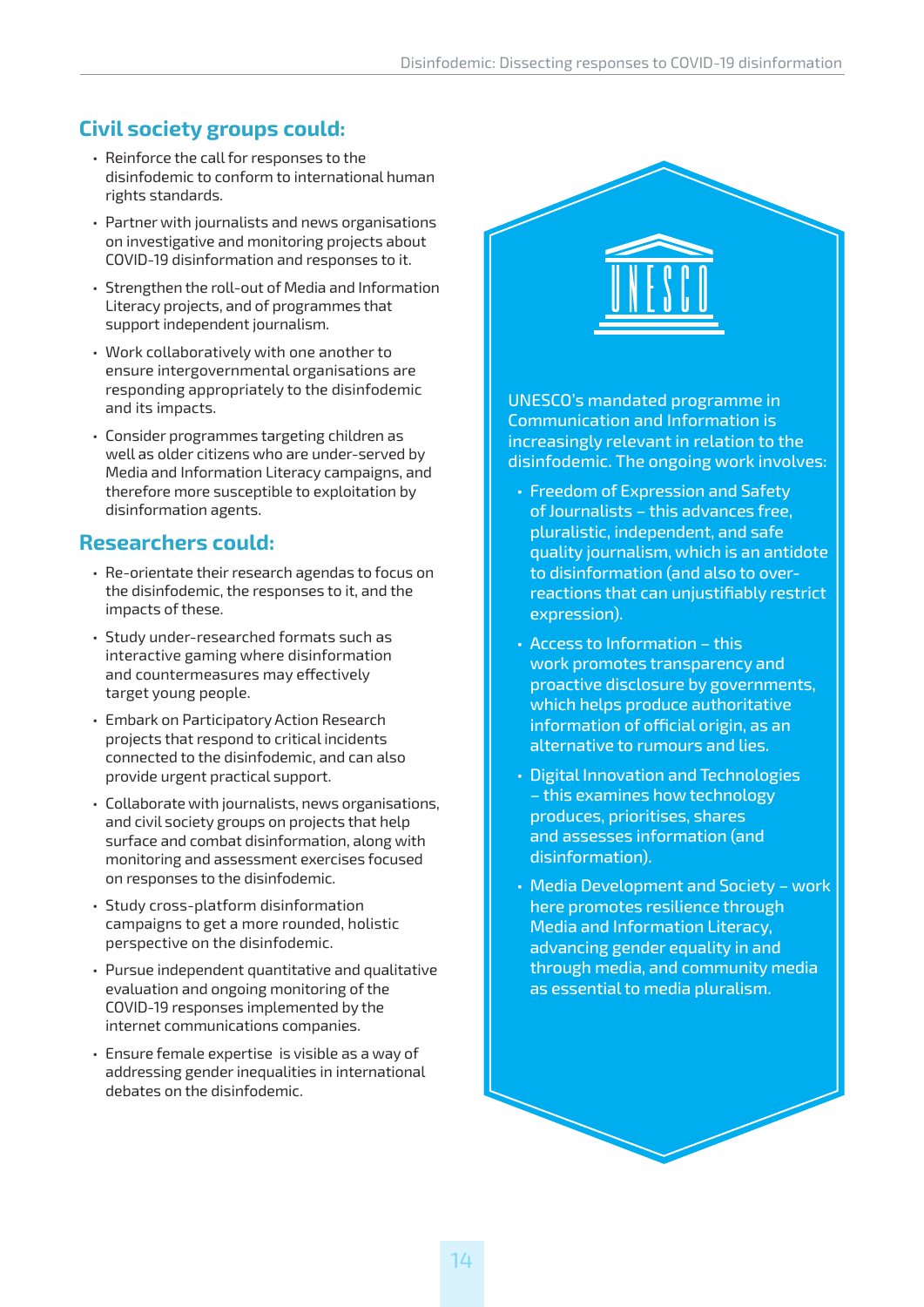## Civil society groups could:

- Reinforce the call for responses to the disinfodemic to conform to international human rights standards.
- Partner with journalists and news organisations on investigative and monitoring projects about COVID-19 disinformation and responses to it.
- Strengthen the roll-out of Media and Information Literacy projects, and of programmes that support independent journalism.
- Work collaboratively with one another to ensure intergovernmental organisations are responding appropriately to the disinfodemic and its impacts.
- Consider programmes targeting children as well as older citizens who are under-served by Media and Information Literacy campaigns, and therefore more susceptible to exploitation by disinformation agents.

## Researchers could:

- Re-orientate their research agendas to focus on the disinfodemic, the responses to it, and the impacts of these.
- Study under-researched formats such as interactive gaming where disinformation and countermeasures may effectively target young people.
- Embark on Participatory Action Research projects that respond to critical incidents connected to the disinfodemic, and can also provide urgent practical support.
- Collaborate with journalists, news organisations, and civil society groups on projects that help surface and combat disinformation, along with monitoring and assessment exercises focused on responses to the disinfodemic.
- Study cross-platform disinformation campaigns to get a more rounded, holistic perspective on the disinfodemic.
- Pursue independent quantitative and qualitative evaluation and ongoing monitoring of the COVID-19 responses implemented by the internet communications companies.
- Ensure female expertise is visible as a way of addressing gender inequalities in international debates on the disinfodemic.

UNESCO

UNESCO's mandated programme in Communication and Information is increasingly relevant in relation to the disinfodemic. The ongoing work involves:

- Freedom of Expression and Safety of Journalists – this advances free, pluralistic, independent, and safe quality journalism, which is an antidote to disinformation (and also to over-reactions that can unjustifiably restrict expression).
- Access to Information – this work promotes transparency and proactive disclosure by governments, which helps produce authoritative information of official origin, as an alternative to rumours and lies.
- Digital Innovation and Technologies – this examines how technology produces, prioritises, shares and assesses information (and disinformation).
- Media Development and Society – work here promotes resilience through Media and Information Literacy, advancing gender equality in and through media, and community media as essential to media pluralism.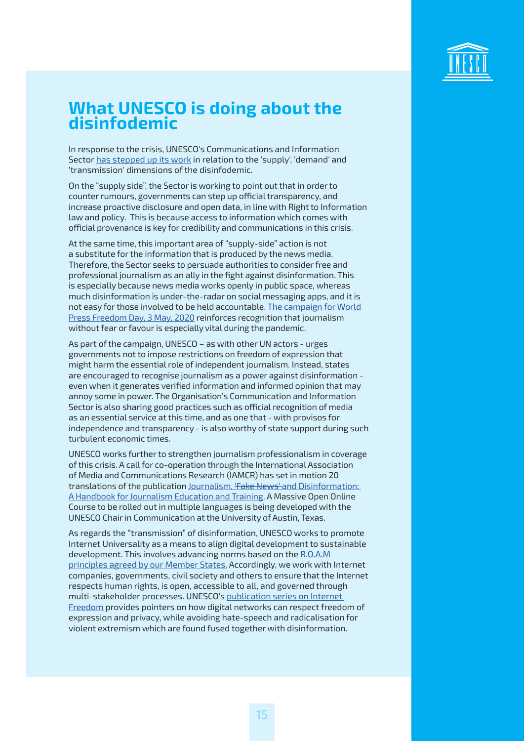# What UNESCO is doing about the disinfodemic

In response to the crisis, UNESCO's Communications and Information Sector has stepped up its work in relation to the 'supply', 'demand' and 'transmission' dimensions of the disinfodemic.

On the "supply side", the Sector is working to point out that in order to counter rumours, governments can step up official transparency, and increase proactive disclosure and open data, in line with Right to Information law and policy. This is because access to information which comes with official provenance is key for credibility and communications in this crisis.

At the same time, this important area of "supply-side" action is not a substitute for the information that is produced by the news media. Therefore, the Sector seeks to persuade authorities to consider free and professional journalism as an ally in the fight against disinformation. This is especially because news media works openly in public space, whereas much disinformation is under-the-radar on social messaging apps, and it is not easy for those involved to be held accountable. The campaign for World Press Freedom Day, 3 May, 2020 reinforces recognition that journalism without fear or favour is especially vital during the pandemic.

As part of the campaign, UNESCO – as with other UN actors - urges governments not to impose restrictions on freedom of expression that might harm the essential role of independent journalism. Instead, states are encouraged to recognise journalism as a power against disinformation - even when it generates verified information and informed opinion that may annoy some in power. The Organisation's Communication and Information Sector is also sharing good practices such as official recognition of media as an essential service at this time, and as one that - with provisos for independence and transparency - is also worthy of state support during such turbulent economic times.

UNESCO works further to strengthen journalism professionalism in coverage of this crisis. A call for co-operation through the International Association of Media and Communications Research (IAMCR) has set in motion 20 translations of the publication Journalism, ~~'Fake News'~~ and Disinformation: A Handbook for Journalism Education and Training. A Massive Open Online Course to be rolled out in multiple languages is being developed with the UNESCO Chair in Communication at the University of Austin, Texas.

As regards the "transmission" of disinformation, UNESCO works to promote Internet Universality as a means to align digital development to sustainable development. This involves advancing norms based on the R.O.A.M principles agreed by our Member States. Accordingly, we work with Internet companies, governments, civil society and others to ensure that the Internet respects human rights, is open, accessible to all, and governed through multi-stakeholder processes. UNESCO's publication series on Internet Freedom provides pointers on how digital networks can respect freedom of expression and privacy, while avoiding hate-speech and radicalisation for violent extremism which are found fused together with disinformation.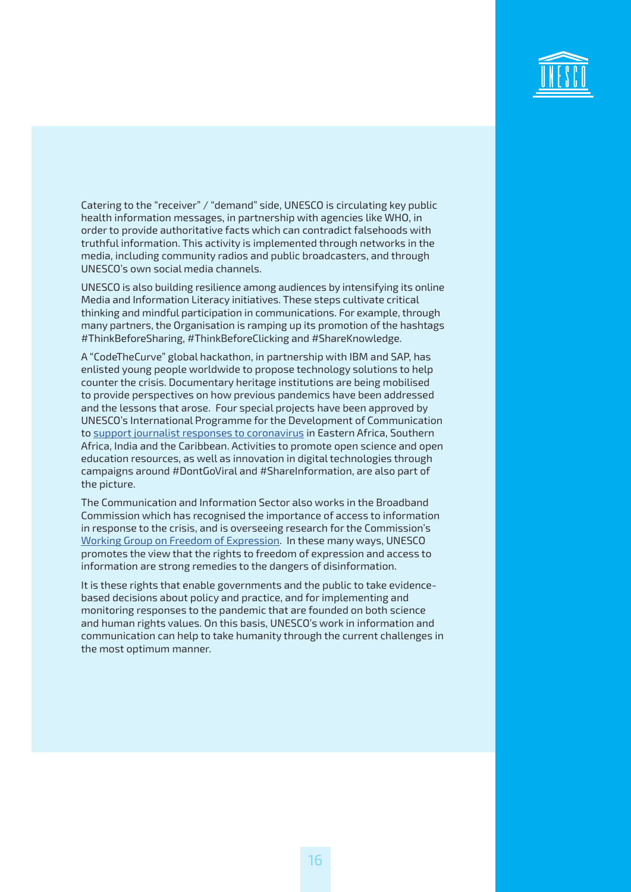Catering to the “receiver” / “demand” side, UNESCO is circulating key public health information messages, in partnership with agencies like WHO, in order to provide authoritative facts which can contradict falsehoods with truthful information. This activity is implemented through networks in the media, including community radios and public broadcasters, and through UNESCO's own social media channels.

UNESCO is also building resilience among audiences by intensifying its online Media and Information Literacy initiatives. These steps cultivate critical thinking and mindful participation in communications. For example, through many partners, the Organisation is ramping up its promotion of the hashtags #ThinkBeforeSharing, #ThinkBeforeClicking and #ShareKnowledge.

A “CodeTheCurve” global hackathon, in partnership with IBM and SAP, has enlisted young people worldwide to propose technology solutions to help counter the crisis. Documentary heritage institutions are being mobilised to provide perspectives on how previous pandemics have been addressed and the lessons that arose. Four special projects have been approved by UNESCO's International Programme for the Development of Communication to support journalist responses to coronavirus in Eastern Africa, Southern Africa, India and the Caribbean. Activities to promote open science and open education resources, as well as innovation in digital technologies through campaigns around #DontGoViral and #ShareInformation, are also part of the picture.

The Communication and Information Sector also works in the Broadband Commission which has recognised the importance of access to information in response to the crisis, and is overseeing research for the Commission's Working Group on Freedom of Expression. In these many ways, UNESCO promotes the view that the rights to freedom of expression and access to information are strong remedies to the dangers of disinformation.

It is these rights that enable governments and the public to take evidence-based decisions about policy and practice, and for implementing and monitoring responses to the pandemic that are founded on both science and human rights values. On this basis, UNESCO's work in information and communication can help to take humanity through the current challenges in the most optimum manner.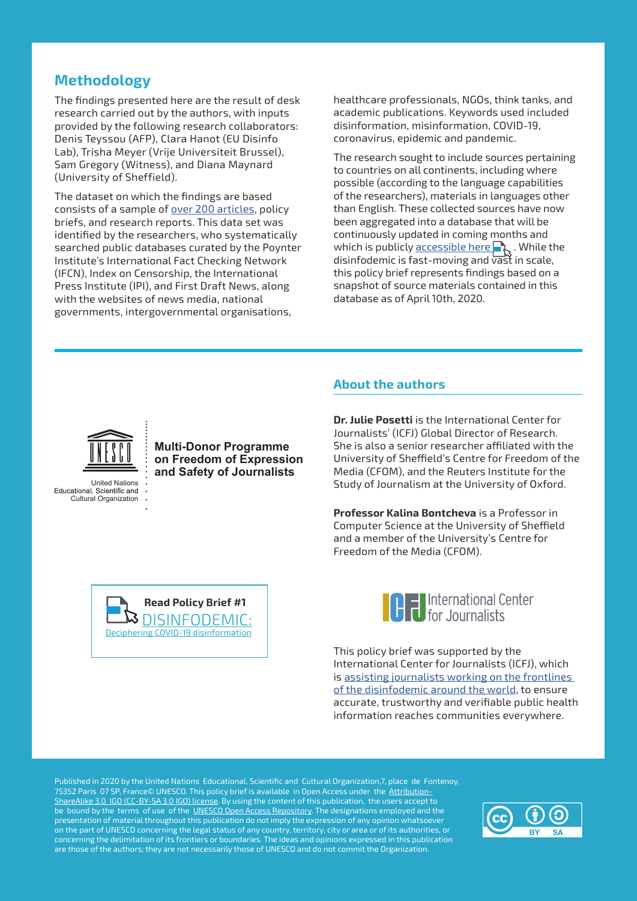## Methodology

The findings presented here are the result of desk research carried out by the authors, with inputs provided by the following research collaborators: Denis Teyssou (AFP), Clara Hanot (EU Disinfo Lab), Trisha Meyer (Vrije Universiteit Brussel), Sam Gregory (Witness), and Diana Maynard (University of Sheffield).

The dataset on which the findings are based consists of a sample of over 200 articles, policy briefs, and research reports. This data set was identified by the researchers, who systematically searched public databases curated by the Poynter Institute's International Fact Checking Network (IFCN), Index on Censorship, the International Press Institute (IPI), and First Draft News, along with the websites of news media, national governments, intergovernmental organisations, healthcare professionals, NGOs, think tanks, and academic publications. Keywords used included disinformation, misinformation, COVID-19, coronavirus, epidemic and pandemic.

The research sought to include sources pertaining to countries on all continents, including where possible (according to the language capabilities of the researchers), materials in languages other than English. These collected sources have now been aggregated into a database that will be continuously updated in coming months and which is publicly accessible here. While the disinfodemic is fast-moving and vast in scale, this policy brief represents findings based on a snapshot of source materials contained in this database as of April 10th, 2020.

United Nations Educational, Scientific and Cultural Organization

**Multi-Donor Programme on Freedom of Expression and Safety of Journalists**

**Read Policy Brief #1**
DISINFODEMIC:
Deciphering COVID-19 disinformation

## About the authors

**Dr. Julie Posetti** is the International Center for Journalists' (ICFJ) Global Director of Research. She is also a senior researcher affiliated with the University of Sheffield's Centre for Freedom of the Media (CFOM), and the Reuters Institute for the Study of Journalism at the University of Oxford.

**Professor Kalina Bontcheva** is a Professor in Computer Science at the University of Sheffield and a member of the University's Centre for Freedom of the Media (CFOM).

International Center for Journalists

This policy brief was supported by the International Center for Journalists (ICFJ), which is assisting journalists working on the frontlines of the disinfodemic around the world, to ensure accurate, trustworthy and verifiable public health information reaches communities everywhere.

Published in 2020 by the United Nations Educational, Scientific and Cultural Organization,7, place de Fontenoy, 75352 Paris 07 SP, France© UNESCO. This policy brief is available in Open Access under the Attribution-ShareAlike 3.0 IGO (CC-BY-SA 3.0 IGO) license. By using the content of this publication, the users accept to be bound by the terms of use of the UNESCO Open Access Repository. The designations employed and the presentation of material throughout this publication do not imply the expression of any opinion whatsoever on the part of UNESCO concerning the legal status of any country, territory, city or area or of its authorities, or concerning the delimitation of its frontiers or boundaries. The ideas and opinions expressed in this publication are those of the authors; they are not necessarily those of UNESCO and do not commit the Organization.